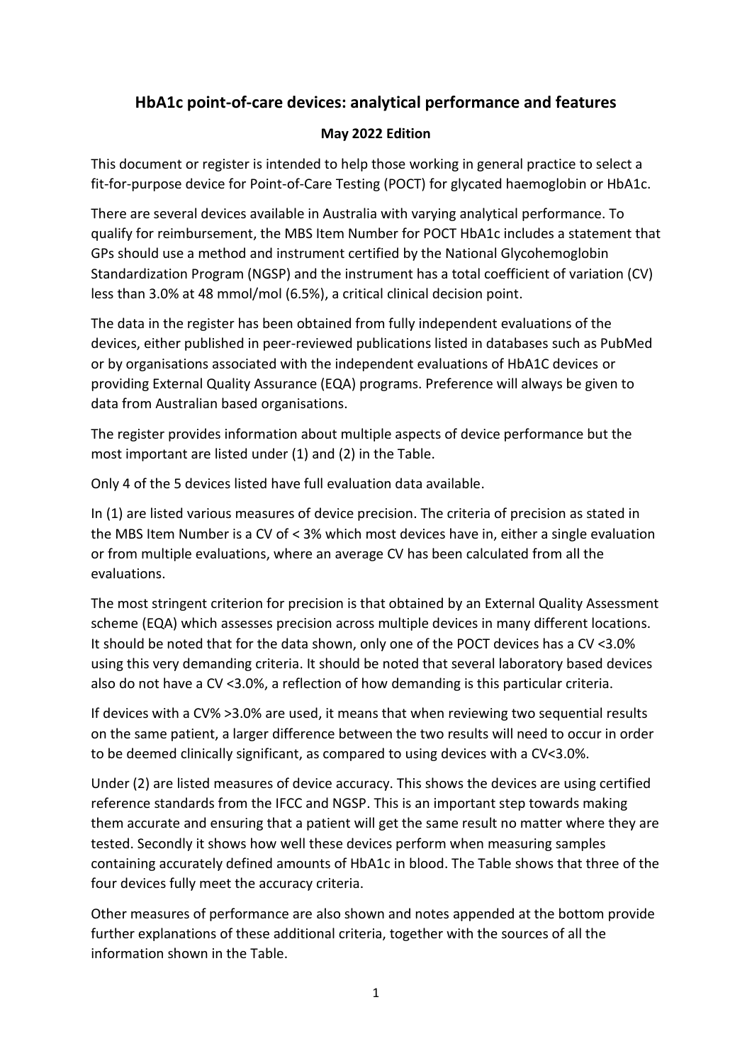# HbA1c point-of-care devices: analytical performance and features

**May 2022 Edition**

This document or register is intended to help those working in general practice to select a fit-for-purpose device for Point-of-Care Testing (POCT) for glycated haemoglobin or HbA1c.

There are several devices available in Australia with varying analytical performance. To qualify for reimbursement, the MBS Item Number for POCT HbA1c includes a statement that GPs should use a method and instrument certified by the National Glycohemoglobin Standardization Program (NGSP) and the instrument has a total coefficient of variation (CV) less than 3.0% at 48 mmol/mol (6.5%), a critical clinical decision point.

The data in the register has been obtained from fully independent evaluations of the devices, either published in peer-reviewed publications listed in databases such as PubMed or by organisations associated with the independent evaluations of HbA1C devices or providing External Quality Assurance (EQA) programs. Preference will always be given to data from Australian based organisations.

The register provides information about multiple aspects of device performance but the most important are listed under (1) and (2) in the Table.

Only 4 of the 5 devices listed have full evaluation data available.

In (1) are listed various measures of device precision. The criteria of precision as stated in the MBS Item Number is a CV of < 3% which most devices have in, either a single evaluation or from multiple evaluations, where an average CV has been calculated from all the evaluations.

The most stringent criterion for precision is that obtained by an External Quality Assessment scheme (EQA) which assesses precision across multiple devices in many different locations. It should be noted that for the data shown, only one of the POCT devices has a CV <3.0% using this very demanding criteria. It should be noted that several laboratory based devices also do not have a CV <3.0%, a reflection of how demanding is this particular criteria.

If devices with a CV% >3.0% are used, it means that when reviewing two sequential results on the same patient, a larger difference between the two results will need to occur in order to be deemed clinically significant, as compared to using devices with a CV<3.0%.

Under (2) are listed measures of device accuracy. This shows the devices are using certified reference standards from the IFCC and NGSP. This is an important step towards making them accurate and ensuring that a patient will get the same result no matter where they are tested. Secondly it shows how well these devices perform when measuring samples containing accurately defined amounts of HbA1c in blood. The Table shows that three of the four devices fully meet the accuracy criteria.

Other measures of performance are also shown and notes appended at the bottom provide further explanations of these additional criteria, together with the sources of all the information shown in the Table.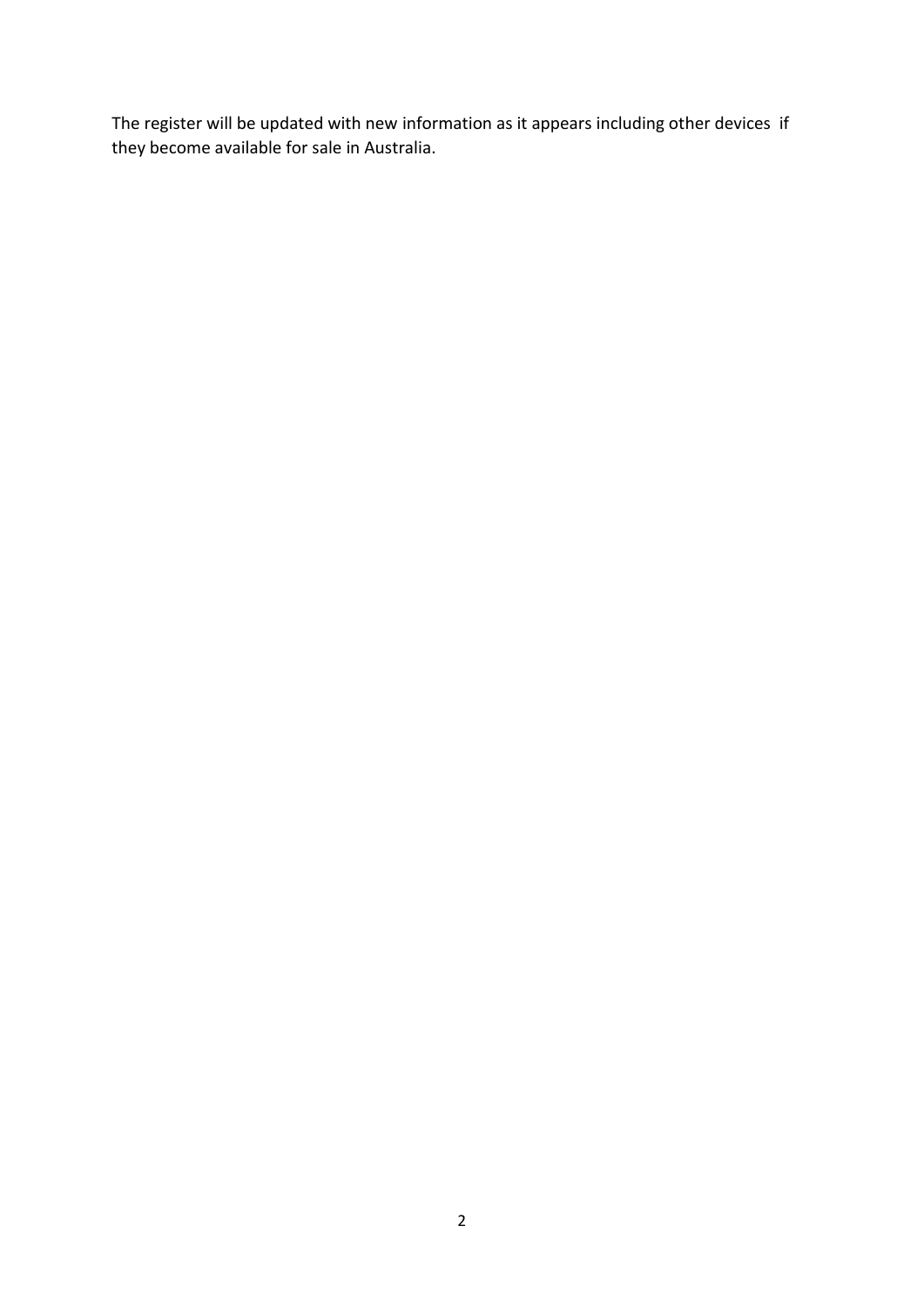The register will be updated with new information as it appears including other devices if they become available for sale in Australia.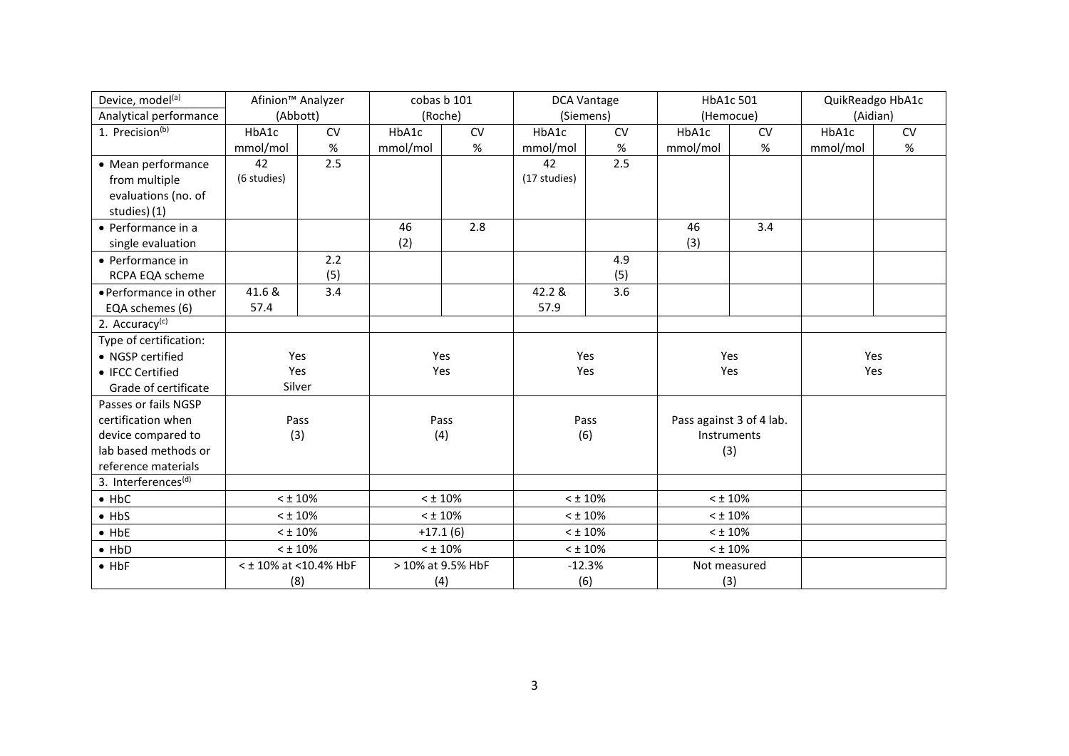| Device, model[a] Analytical performance | Afinion™ Analyzer (Abbott) | | cobas b 101 (Roche) | | DCA Vantage (Siemens) | | HbA1c 501 (Hemocue) | | QuikReadgo HbA1c (Aidian) | |
|---|---|---|---|---|---|---|---|---|---|---|
| 1. Precision[b] | HbA1c mmol/mol | CV % | HbA1c mmol/mol | CV % | HbA1c mmol/mol | CV % | HbA1c mmol/mol | CV % | HbA1c mmol/mol | CV % |
| • Mean performance from multiple evaluations (no. of studies) (1) | 42 (6 studies) | 2.5 | | | 42 (17 studies) | 2.5 | | | | |
| • Performance in a single evaluation | | | 46 (2) | 2.8 | | | 46 (3) | 3.4 | | |
| • Performance in RCPA EQA scheme | | 2.2 (5) | | | | 4.9 (5) | | | | |
| • Performance in other EQA schemes (6) | 41.6 & 57.4 | 3.4 | | | 42.2 & 57.9 | 3.6 | | | | |
| 2. Accuracy[c] | | | | | | | | | | |
| Type of certification: • NGSP certified • IFCC Certified Grade of certificate | Yes Yes Silver | | Yes Yes | | Yes Yes | | Yes Yes | | Yes Yes | |
| Passes or fails NGSP certification when device compared to lab based methods or reference materials | Pass (3) | | Pass (4) | | Pass (6) | | Pass against 3 of 4 lab. Instruments (3) | | | |
| 3. Interferences[d] | | | | | | | | | | |
| • HbC | < ± 10% | | < ± 10% | | < ± 10% | | < ± 10% | | | |
| • HbS | < ± 10% | | < ± 10% | | < ± 10% | | < ± 10% | | | |
| • HbE | < ± 10% | | +17.1 (6) | | < ± 10% | | < ± 10% | | | |
| • HbD | < ± 10% | | < ± 10% | | < ± 10% | | < ± 10% | | | |
| • HbF | < ± 10% at <10.4% HbF (8) | | > 10% at 9.5% HbF (4) | | -12.3% (6) | | Not measured (3) | | | |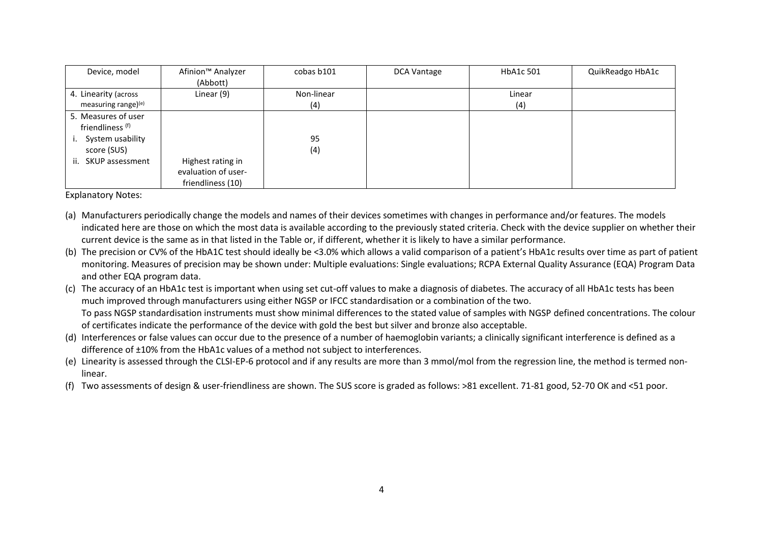| Device, model | Afinion™ Analyzer (Abbott) | cobas b101 | DCA Vantage | HbA1c 501 | QuikReadgo HbA1c |
|---|---|---|---|---|---|
| 4. Linearity (across measuring range)[(e)] | Linear (9) | Non-linear (4) | | Linear (4) | |
| 5. Measures of user friendliness [(f)] | | | | | |
| i. System usability score (SUS) | | 95 (4) | | | |
| ii. SKUP assessment | Highest rating in evaluation of user-friendliness (10) | | | | |

Explanatory Notes:

(a) Manufacturers periodically change the models and names of their devices sometimes with changes in performance and/or features. The models indicated here are those on which the most data is available according to the previously stated criteria. Check with the device supplier on whether their current device is the same as in that listed in the Table or, if different, whether it is likely to have a similar performance.

(b) The precision or CV% of the HbA1C test should ideally be <3.0% which allows a valid comparison of a patient's HbA1c results over time as part of patient monitoring. Measures of precision may be shown under: Multiple evaluations: Single evaluations; RCPA External Quality Assurance (EQA) Program Data and other EQA program data.

(c) The accuracy of an HbA1c test is important when using set cut-off values to make a diagnosis of diabetes. The accuracy of all HbA1c tests has been much improved through manufacturers using either NGSP or IFCC standardisation or a combination of the two.
To pass NGSP standardisation instruments must show minimal differences to the stated value of samples with NGSP defined concentrations. The colour of certificates indicate the performance of the device with gold the best but silver and bronze also acceptable.

(d) Interferences or false values can occur due to the presence of a number of haemoglobin variants; a clinically significant interference is defined as a difference of ±10% from the HbA1c values of a method not subject to interferences.

(e) Linearity is assessed through the CLSI-EP-6 protocol and if any results are more than 3 mmol/mol from the regression line, the method is termed non-linear.

(f) Two assessments of design & user-friendliness are shown. The SUS score is graded as follows: >81 excellent. 71-81 good, 52-70 OK and <51 poor.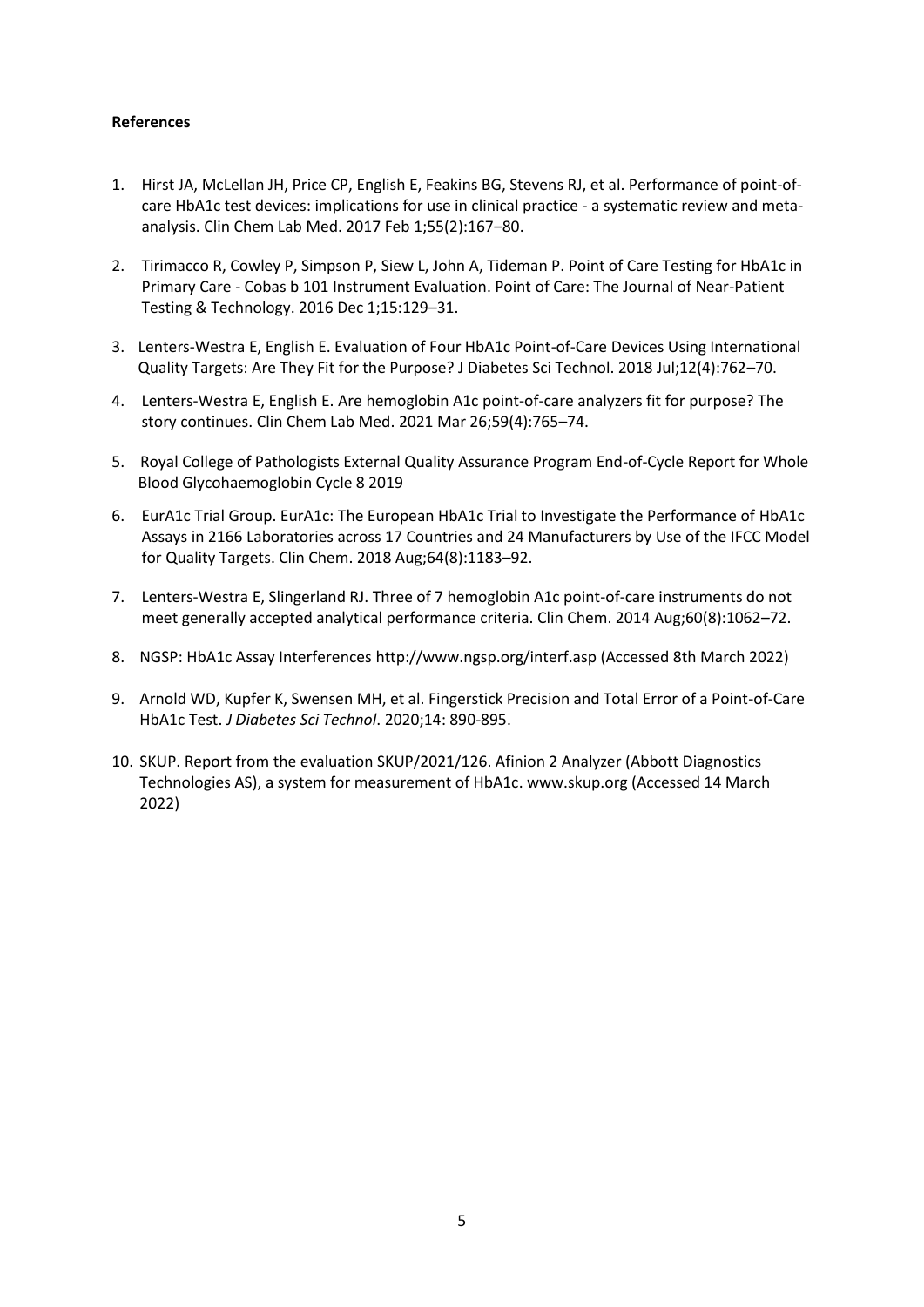**References**

1. Hirst JA, McLellan JH, Price CP, English E, Feakins BG, Stevens RJ, et al. Performance of point-of-care HbA1c test devices: implications for use in clinical practice - a systematic review and meta-analysis. Clin Chem Lab Med. 2017 Feb 1;55(2):167–80.

2. Tirimacco R, Cowley P, Simpson P, Siew L, John A, Tideman P. Point of Care Testing for HbA1c in Primary Care - Cobas b 101 Instrument Evaluation. Point of Care: The Journal of Near-Patient Testing & Technology. 2016 Dec 1;15:129–31.

3. Lenters-Westra E, English E. Evaluation of Four HbA1c Point-of-Care Devices Using International Quality Targets: Are They Fit for the Purpose? J Diabetes Sci Technol. 2018 Jul;12(4):762–70.

4. Lenters-Westra E, English E. Are hemoglobin A1c point-of-care analyzers fit for purpose? The story continues. Clin Chem Lab Med. 2021 Mar 26;59(4):765–74.

5. Royal College of Pathologists External Quality Assurance Program End-of-Cycle Report for Whole Blood Glycohaemoglobin Cycle 8 2019

6. EurA1c Trial Group. EurA1c: The European HbA1c Trial to Investigate the Performance of HbA1c Assays in 2166 Laboratories across 17 Countries and 24 Manufacturers by Use of the IFCC Model for Quality Targets. Clin Chem. 2018 Aug;64(8):1183–92.

7. Lenters-Westra E, Slingerland RJ. Three of 7 hemoglobin A1c point-of-care instruments do not meet generally accepted analytical performance criteria. Clin Chem. 2014 Aug;60(8):1062–72.

8. NGSP: HbA1c Assay Interferences http://www.ngsp.org/interf.asp (Accessed 8th March 2022)

9. Arnold WD, Kupfer K, Swensen MH, et al. Fingerstick Precision and Total Error of a Point-of-Care HbA1c Test. *J Diabetes Sci Technol*. 2020;14: 890-895.

10. SKUP. Report from the evaluation SKUP/2021/126. Afinion 2 Analyzer (Abbott Diagnostics Technologies AS), a system for measurement of HbA1c. www.skup.org (Accessed 14 March 2022)